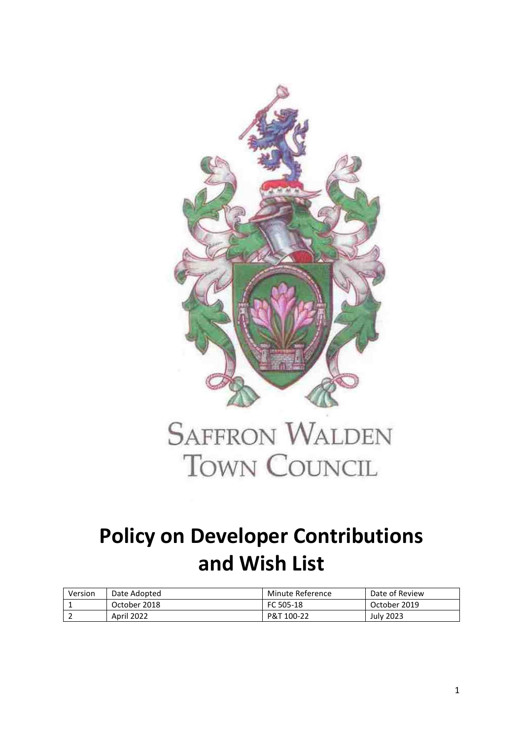SAFFRON WALDEN
TOWN COUNCIL

# Policy on Developer Contributions and Wish List

| Version | Date Adopted | Minute Reference | Date of Review |
|---|---|---|---|
| 1 | October 2018 | FC 505-18 | October 2019 |
| 2 | April 2022 | P&T 100-22 | July 2023 |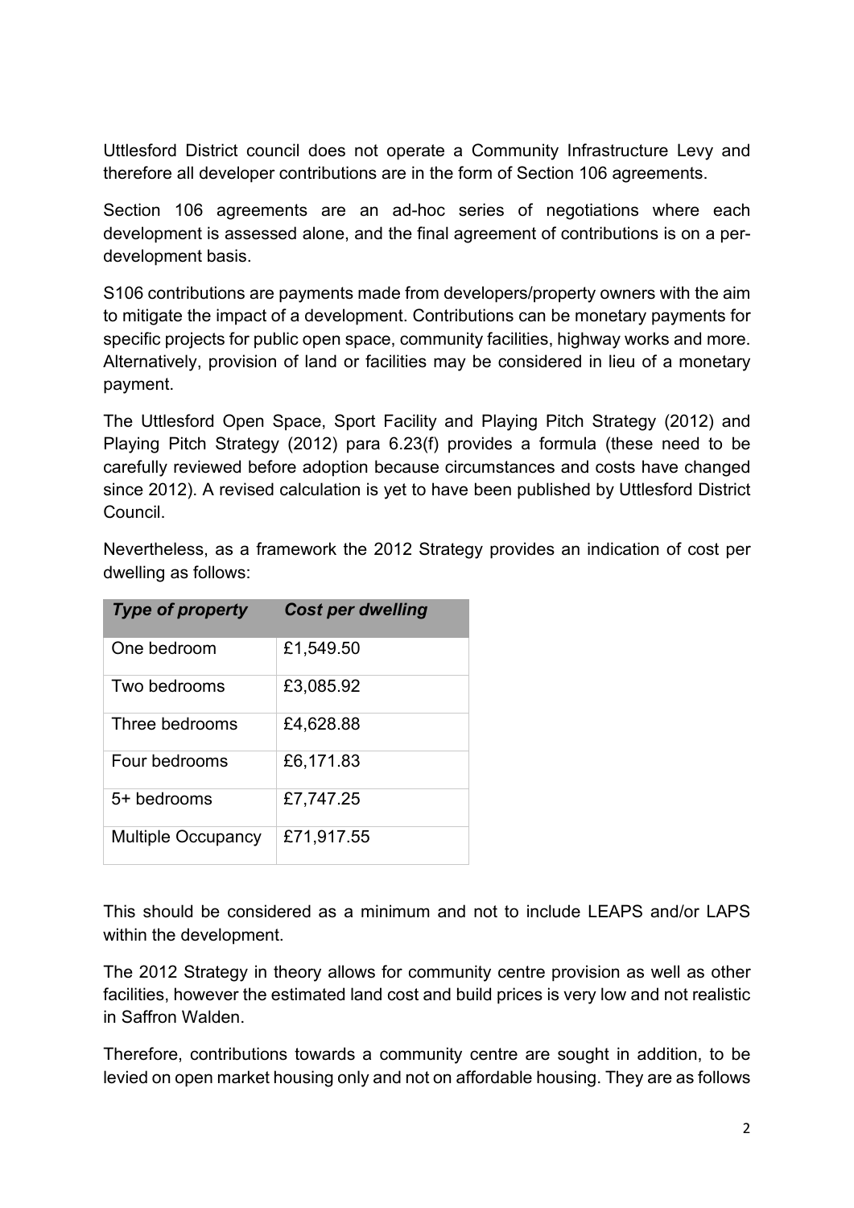Uttlesford District council does not operate a Community Infrastructure Levy and therefore all developer contributions are in the form of Section 106 agreements.

Section 106 agreements are an ad-hoc series of negotiations where each development is assessed alone, and the final agreement of contributions is on a per-development basis.

S106 contributions are payments made from developers/property owners with the aim to mitigate the impact of a development. Contributions can be monetary payments for specific projects for public open space, community facilities, highway works and more. Alternatively, provision of land or facilities may be considered in lieu of a monetary payment.

The Uttlesford Open Space, Sport Facility and Playing Pitch Strategy (2012) and Playing Pitch Strategy (2012) para 6.23(f) provides a formula (these need to be carefully reviewed before adoption because circumstances and costs have changed since 2012). A revised calculation is yet to have been published by Uttlesford District Council.

Nevertheless, as a framework the 2012 Strategy provides an indication of cost per dwelling as follows:

| *Type of property* | *Cost per dwelling* |
|---|---|
| One bedroom | £1,549.50 |
| Two bedrooms | £3,085.92 |
| Three bedrooms | £4,628.88 |
| Four bedrooms | £6,171.83 |
| 5+ bedrooms | £7,747.25 |
| Multiple Occupancy | £71,917.55 |

This should be considered as a minimum and not to include LEAPS and/or LAPS within the development.

The 2012 Strategy in theory allows for community centre provision as well as other facilities, however the estimated land cost and build prices is very low and not realistic in Saffron Walden.

Therefore, contributions towards a community centre are sought in addition, to be levied on open market housing only and not on affordable housing. They are as follows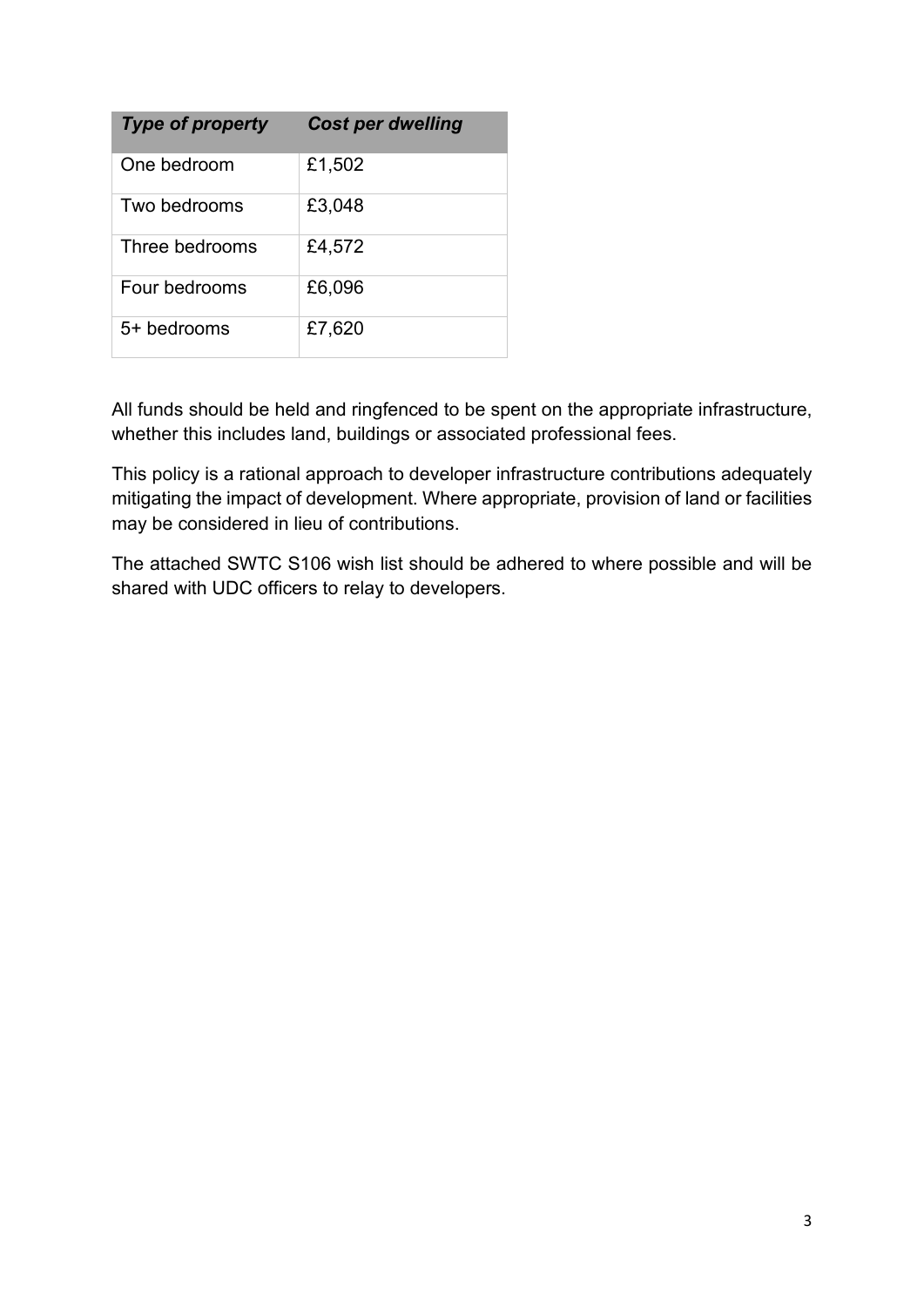| *Type of property* | *Cost per dwelling* |
| --- | --- |
| One bedroom | £1,502 |
| Two bedrooms | £3,048 |
| Three bedrooms | £4,572 |
| Four bedrooms | £6,096 |
| 5+ bedrooms | £7,620 |

All funds should be held and ringfenced to be spent on the appropriate infrastructure, whether this includes land, buildings or associated professional fees.

This policy is a rational approach to developer infrastructure contributions adequately mitigating the impact of development. Where appropriate, provision of land or facilities may be considered in lieu of contributions.

The attached SWTC S106 wish list should be adhered to where possible and will be shared with UDC officers to relay to developers.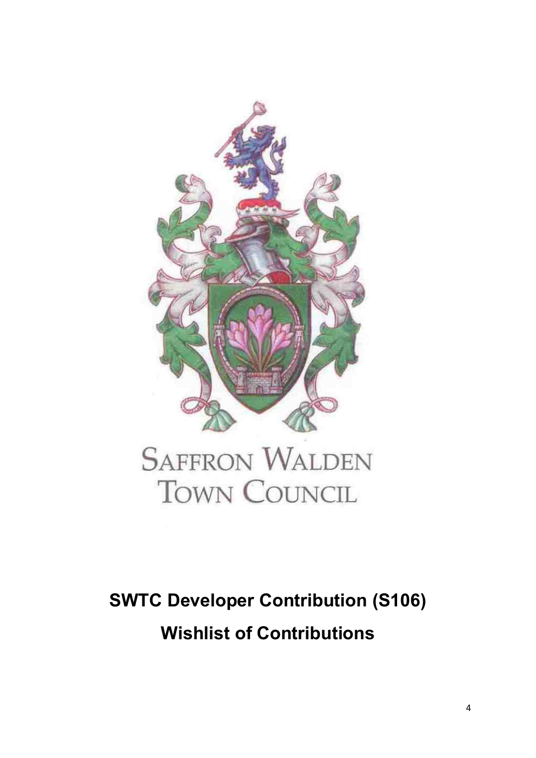SAFFRON WALDEN
TOWN COUNCIL

# SWTC Developer Contribution (S106)

# Wishlist of Contributions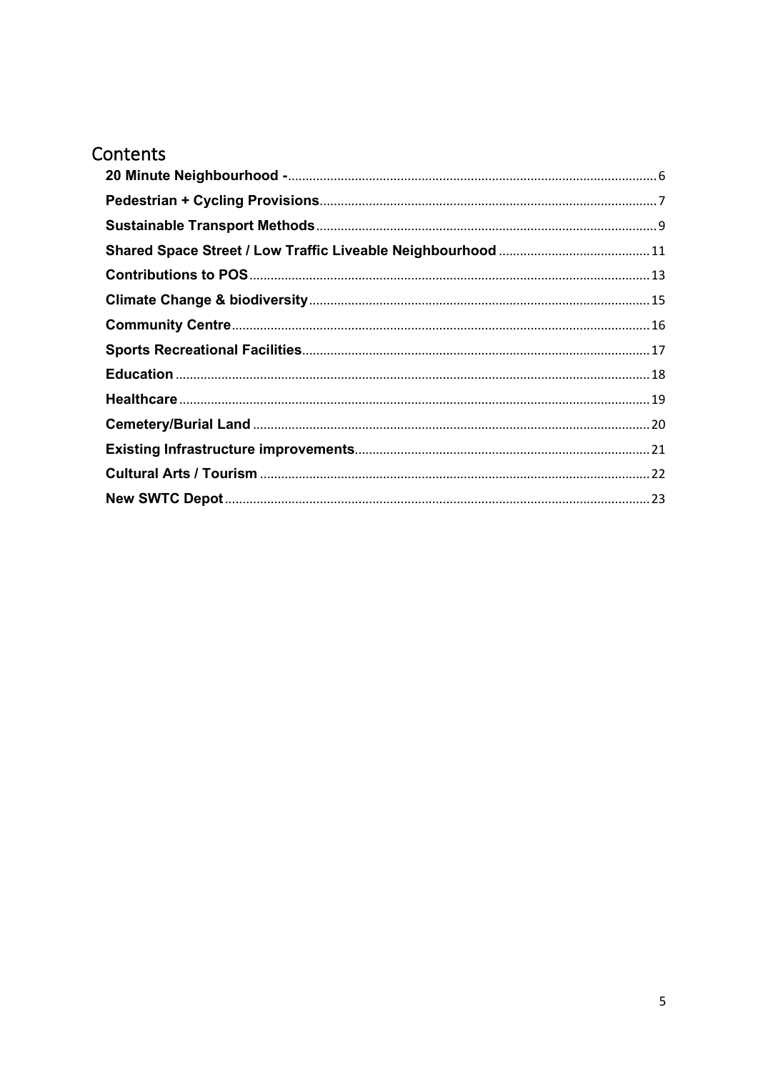# Contents

**20 Minute Neighbourhood -** ........ 6
**Pedestrian + Cycling Provisions** ........ 7
**Sustainable Transport Methods** ........ 9
**Shared Space Street / Low Traffic Liveable Neighbourhood** ........ 11
**Contributions to POS** ........ 13
**Climate Change & biodiversity** ........ 15
**Community Centre** ........ 16
**Sports Recreational Facilities** ........ 17
**Education** ........ 18
**Healthcare** ........ 19
**Cemetery/Burial Land** ........ 20
**Existing Infrastructure improvements** ........ 21
**Cultural Arts / Tourism** ........ 22
**New SWTC Depot** ........ 23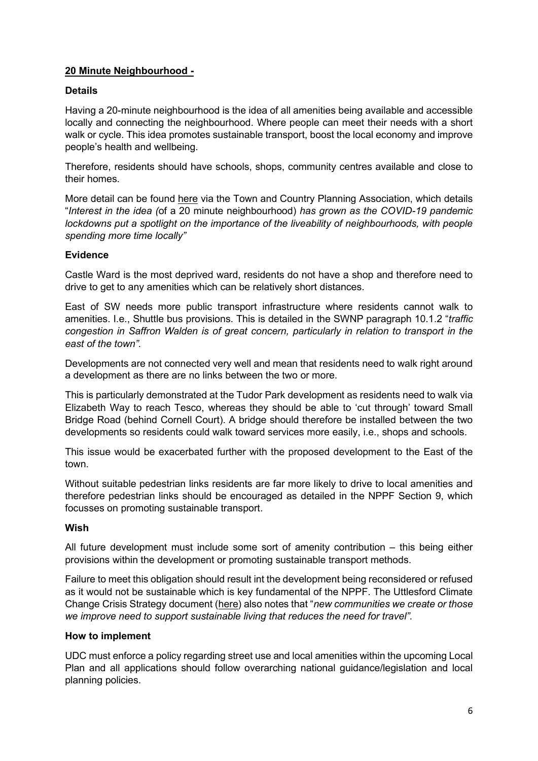## **20 Minute Neighbourhood -**

### Details

Having a 20-minute neighbourhood is the idea of all amenities being available and accessible locally and connecting the neighbourhood. Where people can meet their needs with a short walk or cycle. This idea promotes sustainable transport, boost the local economy and improve people's health and wellbeing.

Therefore, residents should have schools, shops, community centres available and close to their homes.

More detail can be found here via the Town and Country Planning Association, which details "*Interest in the idea (*of a 20 minute neighbourhood) *has grown as the COVID-19 pandemic lockdowns put a spotlight on the importance of the liveability of neighbourhoods, with people spending more time locally"*

### Evidence

Castle Ward is the most deprived ward, residents do not have a shop and therefore need to drive to get to any amenities which can be relatively short distances.

East of SW needs more public transport infrastructure where residents cannot walk to amenities. I.e., Shuttle bus provisions. This is detailed in the SWNP paragraph 10.1.2 "*traffic congestion in Saffron Walden is of great concern, particularly in relation to transport in the east of the town".*

Developments are not connected very well and mean that residents need to walk right around a development as there are no links between the two or more.

This is particularly demonstrated at the Tudor Park development as residents need to walk via Elizabeth Way to reach Tesco, whereas they should be able to 'cut through' toward Small Bridge Road (behind Cornell Court). A bridge should therefore be installed between the two developments so residents could walk toward services more easily, i.e., shops and schools.

This issue would be exacerbated further with the proposed development to the East of the town.

Without suitable pedestrian links residents are far more likely to drive to local amenities and therefore pedestrian links should be encouraged as detailed in the NPPF Section 9, which focusses on promoting sustainable transport.

### Wish

All future development must include some sort of amenity contribution – this being either provisions within the development or promoting sustainable transport methods.

Failure to meet this obligation should result int the development being reconsidered or refused as it would not be sustainable which is key fundamental of the NPPF. The Uttlesford Climate Change Crisis Strategy document (here) also notes that "*new communities we create or those we improve need to support sustainable living that reduces the need for travel".*

### How to implement

UDC must enforce a policy regarding street use and local amenities within the upcoming Local Plan and all applications should follow overarching national guidance/legislation and local planning policies.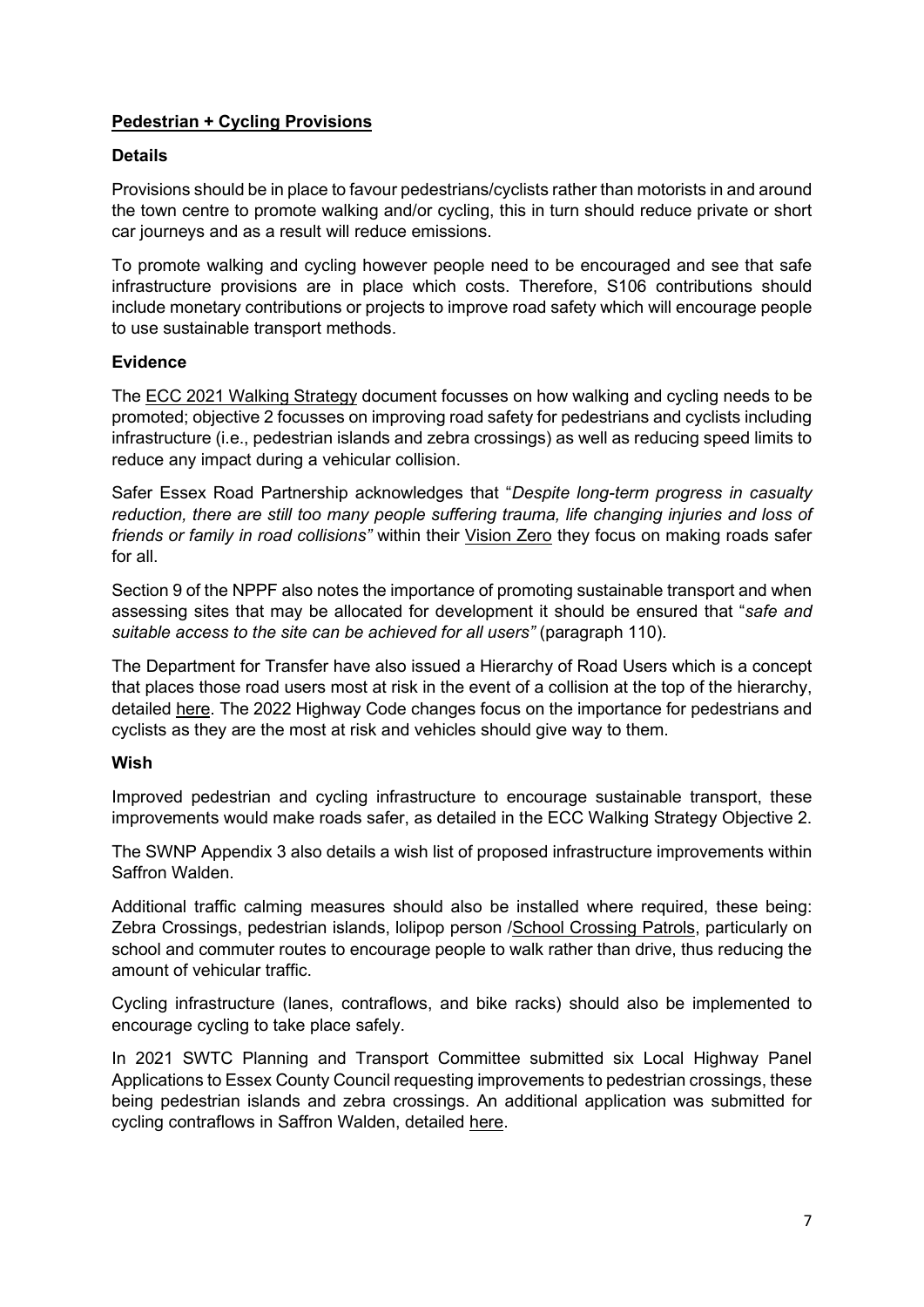## Pedestrian + Cycling Provisions

### Details

Provisions should be in place to favour pedestrians/cyclists rather than motorists in and around the town centre to promote walking and/or cycling, this in turn should reduce private or short car journeys and as a result will reduce emissions.

To promote walking and cycling however people need to be encouraged and see that safe infrastructure provisions are in place which costs. Therefore, S106 contributions should include monetary contributions or projects to improve road safety which will encourage people to use sustainable transport methods.

### Evidence

The ECC 2021 Walking Strategy document focusses on how walking and cycling needs to be promoted; objective 2 focusses on improving road safety for pedestrians and cyclists including infrastructure (i.e., pedestrian islands and zebra crossings) as well as reducing speed limits to reduce any impact during a vehicular collision.

Safer Essex Road Partnership acknowledges that "*Despite long-term progress in casualty reduction, there are still too many people suffering trauma, life changing injuries and loss of friends or family in road collisions"* within their Vision Zero they focus on making roads safer for all.

Section 9 of the NPPF also notes the importance of promoting sustainable transport and when assessing sites that may be allocated for development it should be ensured that "*safe and suitable access to the site can be achieved for all users"* (paragraph 110).

The Department for Transfer have also issued a Hierarchy of Road Users which is a concept that places those road users most at risk in the event of a collision at the top of the hierarchy, detailed here. The 2022 Highway Code changes focus on the importance for pedestrians and cyclists as they are the most at risk and vehicles should give way to them.

### Wish

Improved pedestrian and cycling infrastructure to encourage sustainable transport, these improvements would make roads safer, as detailed in the ECC Walking Strategy Objective 2.

The SWNP Appendix 3 also details a wish list of proposed infrastructure improvements within Saffron Walden.

Additional traffic calming measures should also be installed where required, these being: Zebra Crossings, pedestrian islands, lolipop person /School Crossing Patrols, particularly on school and commuter routes to encourage people to walk rather than drive, thus reducing the amount of vehicular traffic.

Cycling infrastructure (lanes, contraflows, and bike racks) should also be implemented to encourage cycling to take place safely.

In 2021 SWTC Planning and Transport Committee submitted six Local Highway Panel Applications to Essex County Council requesting improvements to pedestrian crossings, these being pedestrian islands and zebra crossings. An additional application was submitted for cycling contraflows in Saffron Walden, detailed here.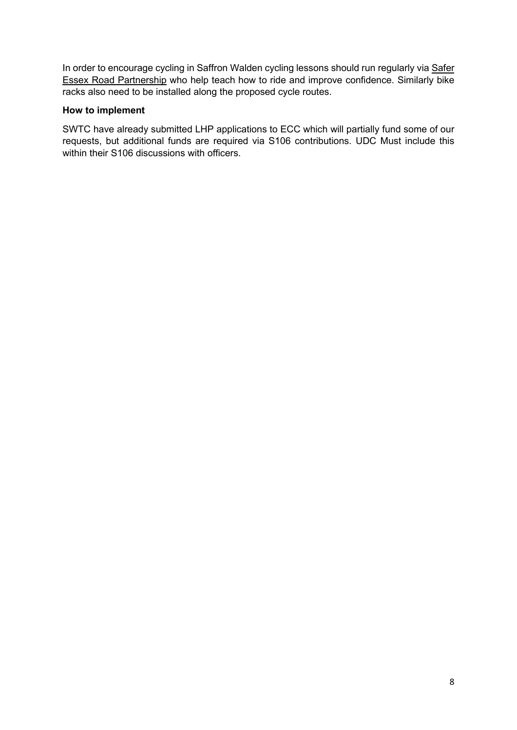In order to encourage cycling in Saffron Walden cycling lessons should run regularly via Safer Essex Road Partnership who help teach how to ride and improve confidence. Similarly bike racks also need to be installed along the proposed cycle routes.

**How to implement**

SWTC have already submitted LHP applications to ECC which will partially fund some of our requests, but additional funds are required via S106 contributions. UDC Must include this within their S106 discussions with officers.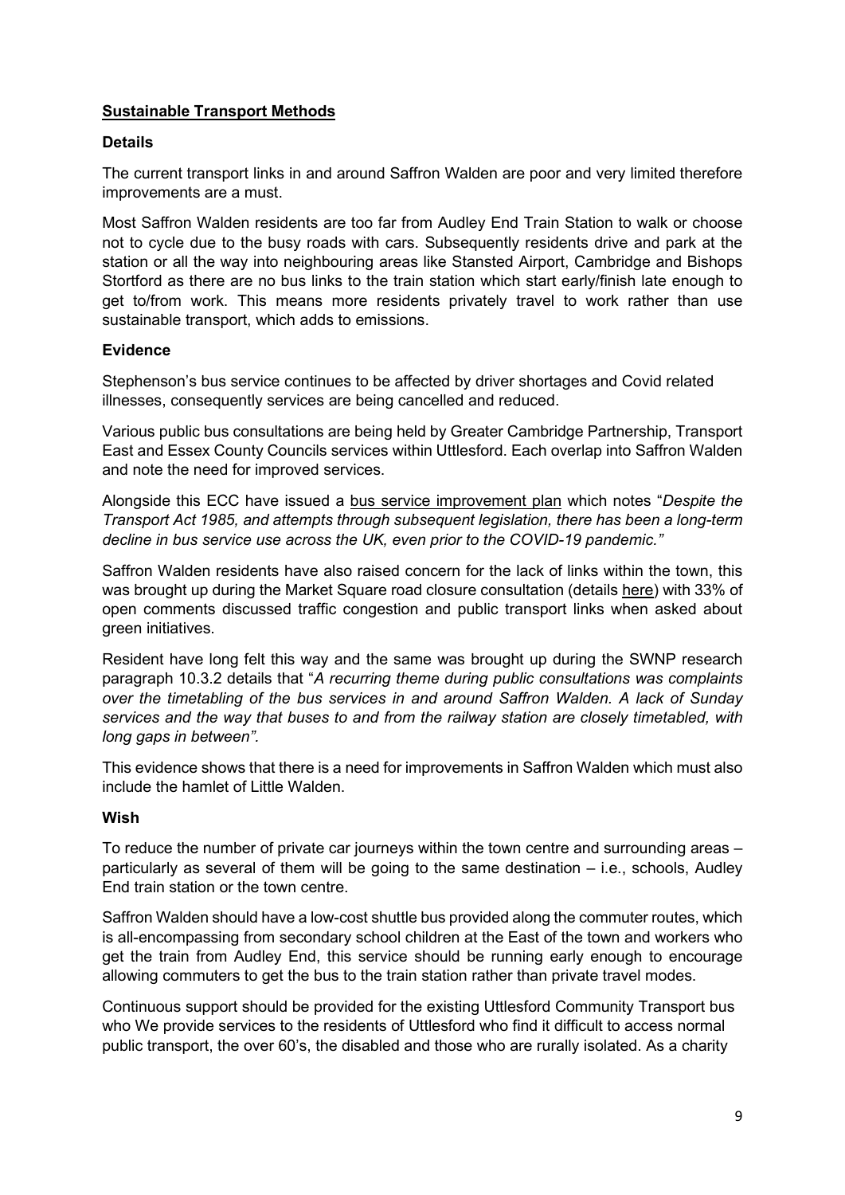## Sustainable Transport Methods

### Details

The current transport links in and around Saffron Walden are poor and very limited therefore improvements are a must.

Most Saffron Walden residents are too far from Audley End Train Station to walk or choose not to cycle due to the busy roads with cars. Subsequently residents drive and park at the station or all the way into neighbouring areas like Stansted Airport, Cambridge and Bishops Stortford as there are no bus links to the train station which start early/finish late enough to get to/from work. This means more residents privately travel to work rather than use sustainable transport, which adds to emissions.

### Evidence

Stephenson's bus service continues to be affected by driver shortages and Covid related illnesses, consequently services are being cancelled and reduced.

Various public bus consultations are being held by Greater Cambridge Partnership, Transport East and Essex County Councils services within Uttlesford. Each overlap into Saffron Walden and note the need for improved services.

Alongside this ECC have issued a bus service improvement plan which notes "*Despite the Transport Act 1985, and attempts through subsequent legislation, there has been a long-term decline in bus service use across the UK, even prior to the COVID-19 pandemic.*"

Saffron Walden residents have also raised concern for the lack of links within the town, this was brought up during the Market Square road closure consultation (details here) with 33% of open comments discussed traffic congestion and public transport links when asked about green initiatives.

Resident have long felt this way and the same was brought up during the SWNP research paragraph 10.3.2 details that "*A recurring theme during public consultations was complaints over the timetabling of the bus services in and around Saffron Walden. A lack of Sunday services and the way that buses to and from the railway station are closely timetabled, with long gaps in between*".

This evidence shows that there is a need for improvements in Saffron Walden which must also include the hamlet of Little Walden.

### Wish

To reduce the number of private car journeys within the town centre and surrounding areas – particularly as several of them will be going to the same destination – i.e., schools, Audley End train station or the town centre.

Saffron Walden should have a low-cost shuttle bus provided along the commuter routes, which is all-encompassing from secondary school children at the East of the town and workers who get the train from Audley End, this service should be running early enough to encourage allowing commuters to get the bus to the train station rather than private travel modes.

Continuous support should be provided for the existing Uttlesford Community Transport bus who We provide services to the residents of Uttlesford who find it difficult to access normal public transport, the over 60's, the disabled and those who are rurally isolated. As a charity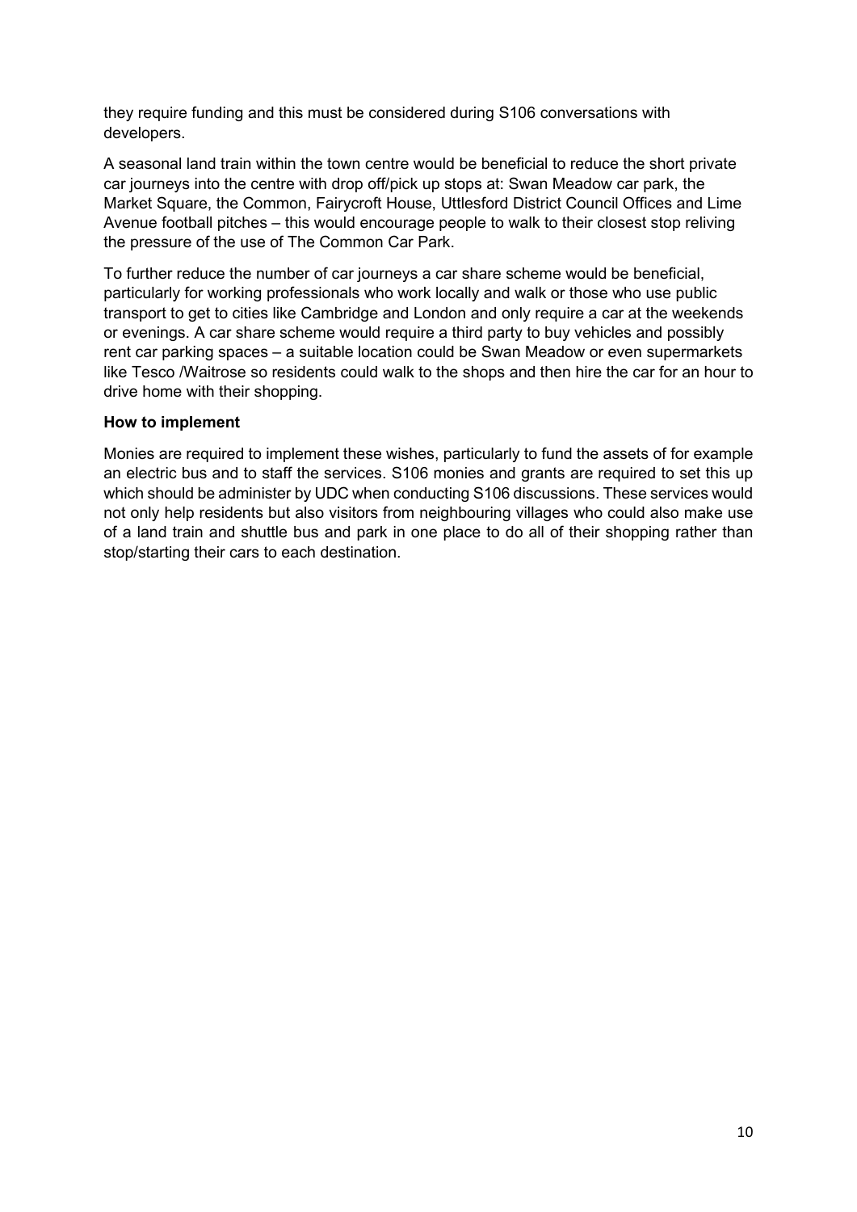they require funding and this must be considered during S106 conversations with developers.

A seasonal land train within the town centre would be beneficial to reduce the short private car journeys into the centre with drop off/pick up stops at: Swan Meadow car park, the Market Square, the Common, Fairycroft House, Uttlesford District Council Offices and Lime Avenue football pitches – this would encourage people to walk to their closest stop reliving the pressure of the use of The Common Car Park.

To further reduce the number of car journeys a car share scheme would be beneficial, particularly for working professionals who work locally and walk or those who use public transport to get to cities like Cambridge and London and only require a car at the weekends or evenings. A car share scheme would require a third party to buy vehicles and possibly rent car parking spaces – a suitable location could be Swan Meadow or even supermarkets like Tesco /Waitrose so residents could walk to the shops and then hire the car for an hour to drive home with their shopping.

**How to implement**

Monies are required to implement these wishes, particularly to fund the assets of for example an electric bus and to staff the services. S106 monies and grants are required to set this up which should be administer by UDC when conducting S106 discussions. These services would not only help residents but also visitors from neighbouring villages who could also make use of a land train and shuttle bus and park in one place to do all of their shopping rather than stop/starting their cars to each destination.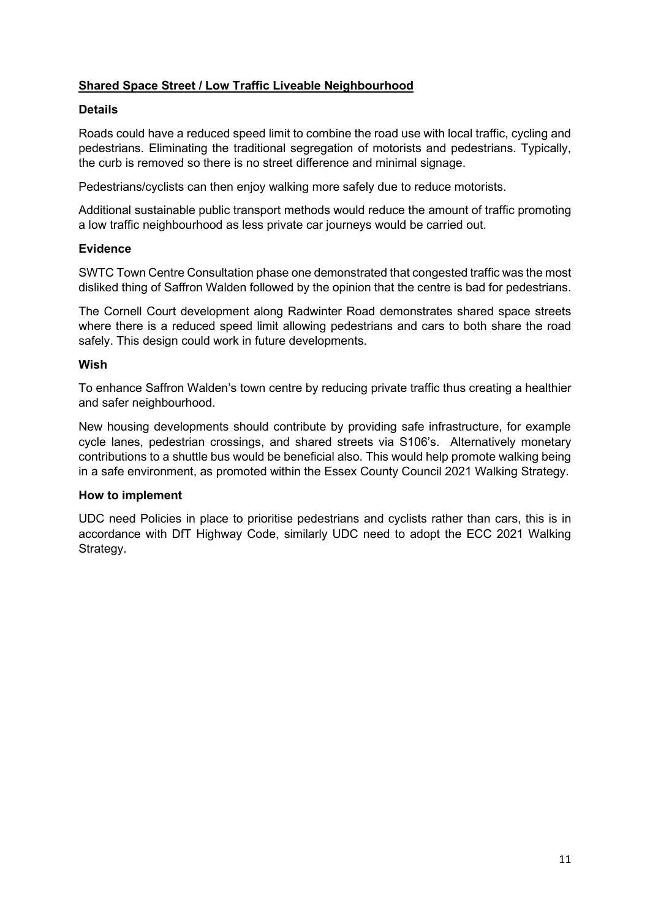## Shared Space Street / Low Traffic Liveable Neighbourhood

### Details

Roads could have a reduced speed limit to combine the road use with local traffic, cycling and pedestrians. Eliminating the traditional segregation of motorists and pedestrians. Typically, the curb is removed so there is no street difference and minimal signage.

Pedestrians/cyclists can then enjoy walking more safely due to reduce motorists.

Additional sustainable public transport methods would reduce the amount of traffic promoting a low traffic neighbourhood as less private car journeys would be carried out.

### Evidence

SWTC Town Centre Consultation phase one demonstrated that congested traffic was the most disliked thing of Saffron Walden followed by the opinion that the centre is bad for pedestrians.

The Cornell Court development along Radwinter Road demonstrates shared space streets where there is a reduced speed limit allowing pedestrians and cars to both share the road safely. This design could work in future developments.

### Wish

To enhance Saffron Walden's town centre by reducing private traffic thus creating a healthier and safer neighbourhood.

New housing developments should contribute by providing safe infrastructure, for example cycle lanes, pedestrian crossings, and shared streets via S106's. Alternatively monetary contributions to a shuttle bus would be beneficial also. This would help promote walking being in a safe environment, as promoted within the Essex County Council 2021 Walking Strategy.

### How to implement

UDC need Policies in place to prioritise pedestrians and cyclists rather than cars, this is in accordance with DfT Highway Code, similarly UDC need to adopt the ECC 2021 Walking Strategy.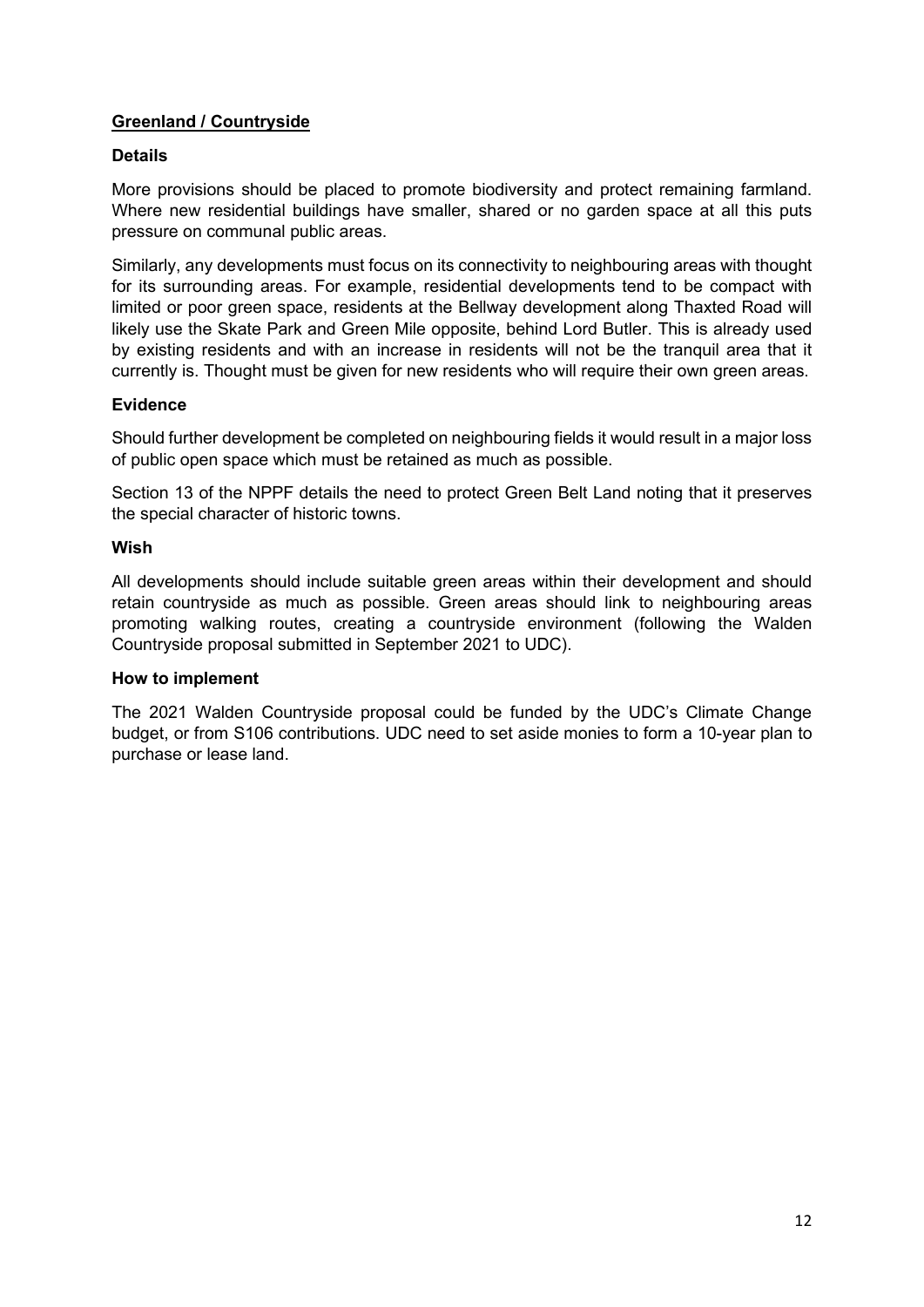## Greenland / Countryside

### Details

More provisions should be placed to promote biodiversity and protect remaining farmland. Where new residential buildings have smaller, shared or no garden space at all this puts pressure on communal public areas.

Similarly, any developments must focus on its connectivity to neighbouring areas with thought for its surrounding areas. For example, residential developments tend to be compact with limited or poor green space, residents at the Bellway development along Thaxted Road will likely use the Skate Park and Green Mile opposite, behind Lord Butler. This is already used by existing residents and with an increase in residents will not be the tranquil area that it currently is. Thought must be given for new residents who will require their own green areas.

### Evidence

Should further development be completed on neighbouring fields it would result in a major loss of public open space which must be retained as much as possible.

Section 13 of the NPPF details the need to protect Green Belt Land noting that it preserves the special character of historic towns.

### Wish

All developments should include suitable green areas within their development and should retain countryside as much as possible. Green areas should link to neighbouring areas promoting walking routes, creating a countryside environment (following the Walden Countryside proposal submitted in September 2021 to UDC).

### How to implement

The 2021 Walden Countryside proposal could be funded by the UDC's Climate Change budget, or from S106 contributions. UDC need to set aside monies to form a 10-year plan to purchase or lease land.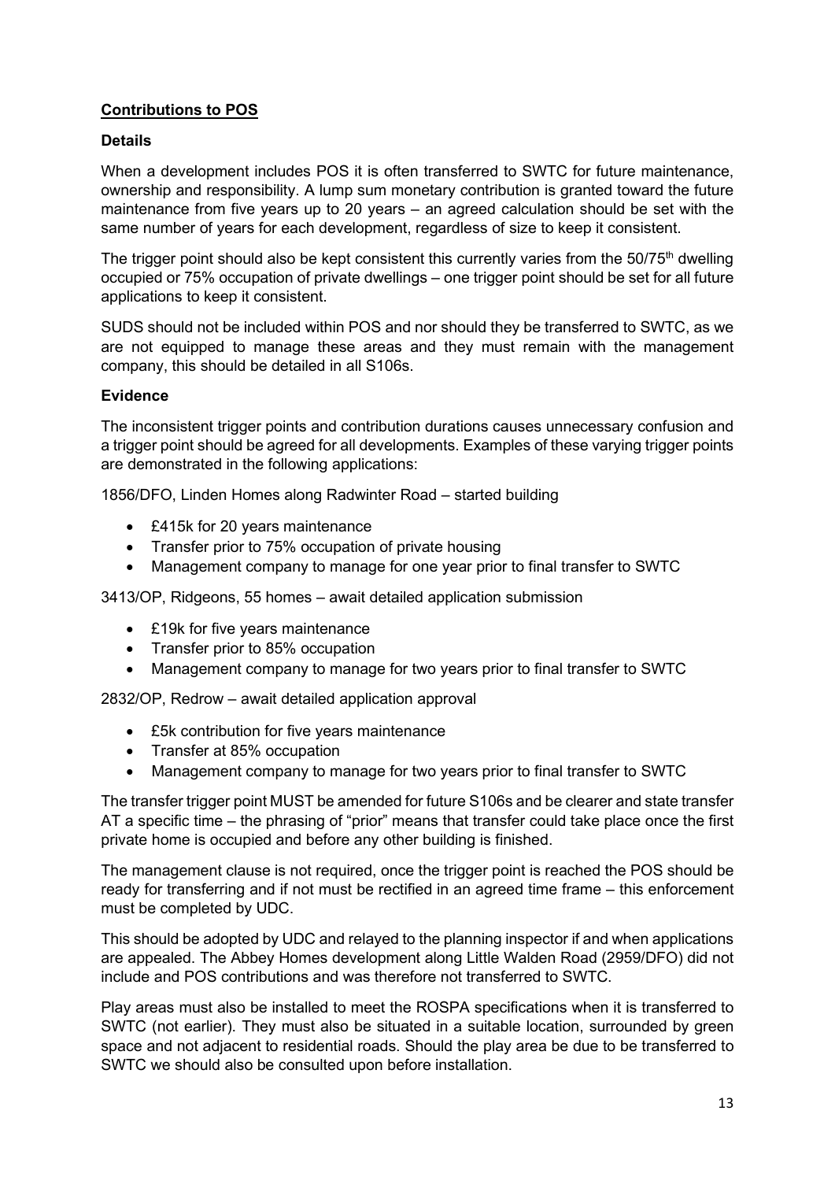## **Contributions to POS**

### **Details**

When a development includes POS it is often transferred to SWTC for future maintenance, ownership and responsibility. A lump sum monetary contribution is granted toward the future maintenance from five years up to 20 years – an agreed calculation should be set with the same number of years for each development, regardless of size to keep it consistent.

The trigger point should also be kept consistent this currently varies from the 50/75th dwelling occupied or 75% occupation of private dwellings – one trigger point should be set for all future applications to keep it consistent.

SUDS should not be included within POS and nor should they be transferred to SWTC, as we are not equipped to manage these areas and they must remain with the management company, this should be detailed in all S106s.

### **Evidence**

The inconsistent trigger points and contribution durations causes unnecessary confusion and a trigger point should be agreed for all developments. Examples of these varying trigger points are demonstrated in the following applications:

1856/DFO, Linden Homes along Radwinter Road – started building

- £415k for 20 years maintenance
- Transfer prior to 75% occupation of private housing
- Management company to manage for one year prior to final transfer to SWTC

3413/OP, Ridgeons, 55 homes – await detailed application submission

- £19k for five years maintenance
- Transfer prior to 85% occupation
- Management company to manage for two years prior to final transfer to SWTC

2832/OP, Redrow – await detailed application approval

- £5k contribution for five years maintenance
- Transfer at 85% occupation
- Management company to manage for two years prior to final transfer to SWTC

The transfer trigger point MUST be amended for future S106s and be clearer and state transfer AT a specific time – the phrasing of "prior" means that transfer could take place once the first private home is occupied and before any other building is finished.

The management clause is not required, once the trigger point is reached the POS should be ready for transferring and if not must be rectified in an agreed time frame – this enforcement must be completed by UDC.

This should be adopted by UDC and relayed to the planning inspector if and when applications are appealed. The Abbey Homes development along Little Walden Road (2959/DFO) did not include and POS contributions and was therefore not transferred to SWTC.

Play areas must also be installed to meet the ROSPA specifications when it is transferred to SWTC (not earlier). They must also be situated in a suitable location, surrounded by green space and not adjacent to residential roads. Should the play area be due to be transferred to SWTC we should also be consulted upon before installation.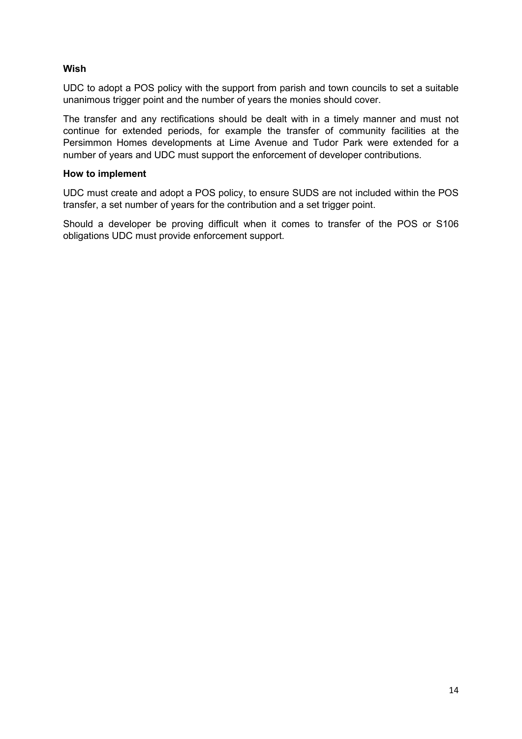**Wish**

UDC to adopt a POS policy with the support from parish and town councils to set a suitable unanimous trigger point and the number of years the monies should cover.

The transfer and any rectifications should be dealt with in a timely manner and must not continue for extended periods, for example the transfer of community facilities at the Persimmon Homes developments at Lime Avenue and Tudor Park were extended for a number of years and UDC must support the enforcement of developer contributions.

**How to implement**

UDC must create and adopt a POS policy, to ensure SUDS are not included within the POS transfer, a set number of years for the contribution and a set trigger point.

Should a developer be proving difficult when it comes to transfer of the POS or S106 obligations UDC must provide enforcement support.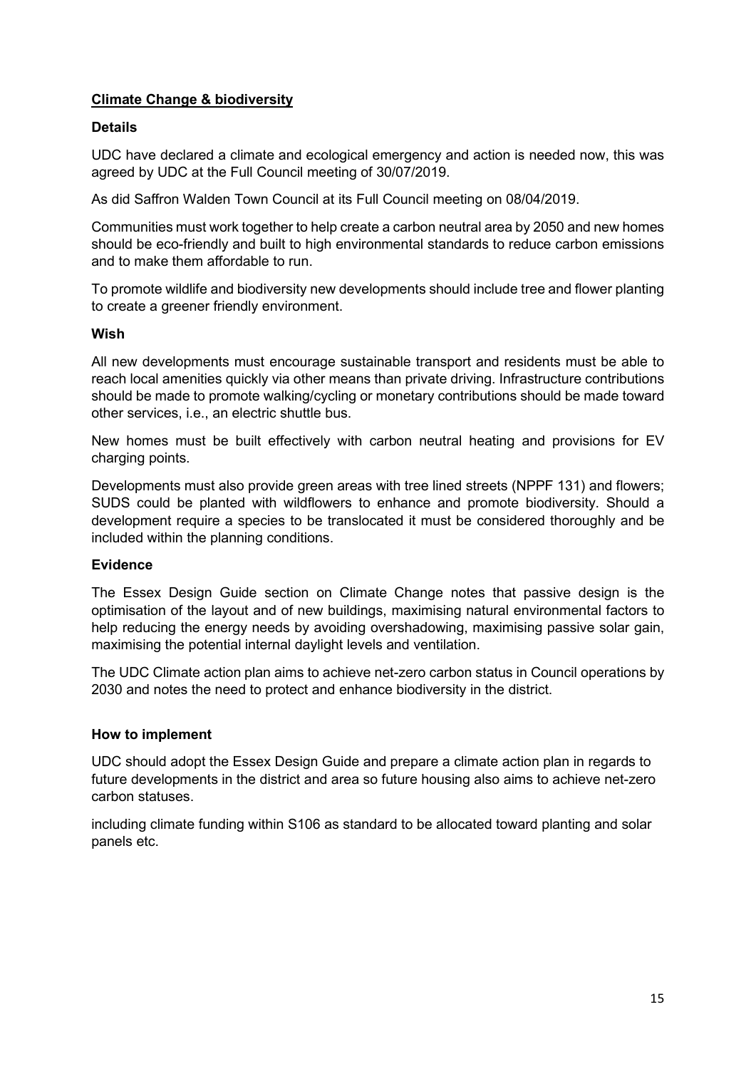## Climate Change & biodiversity

### Details

UDC have declared a climate and ecological emergency and action is needed now, this was agreed by UDC at the Full Council meeting of 30/07/2019.

As did Saffron Walden Town Council at its Full Council meeting on 08/04/2019.

Communities must work together to help create a carbon neutral area by 2050 and new homes should be eco-friendly and built to high environmental standards to reduce carbon emissions and to make them affordable to run.

To promote wildlife and biodiversity new developments should include tree and flower planting to create a greener friendly environment.

### Wish

All new developments must encourage sustainable transport and residents must be able to reach local amenities quickly via other means than private driving. Infrastructure contributions should be made to promote walking/cycling or monetary contributions should be made toward other services, i.e., an electric shuttle bus.

New homes must be built effectively with carbon neutral heating and provisions for EV charging points.

Developments must also provide green areas with tree lined streets (NPPF 131) and flowers; SUDS could be planted with wildflowers to enhance and promote biodiversity. Should a development require a species to be translocated it must be considered thoroughly and be included within the planning conditions.

### Evidence

The Essex Design Guide section on Climate Change notes that passive design is the optimisation of the layout and of new buildings, maximising natural environmental factors to help reducing the energy needs by avoiding overshadowing, maximising passive solar gain, maximising the potential internal daylight levels and ventilation.

The UDC Climate action plan aims to achieve net-zero carbon status in Council operations by 2030 and notes the need to protect and enhance biodiversity in the district.

### How to implement

UDC should adopt the Essex Design Guide and prepare a climate action plan in regards to future developments in the district and area so future housing also aims to achieve net-zero carbon statuses.

including climate funding within S106 as standard to be allocated toward planting and solar panels etc.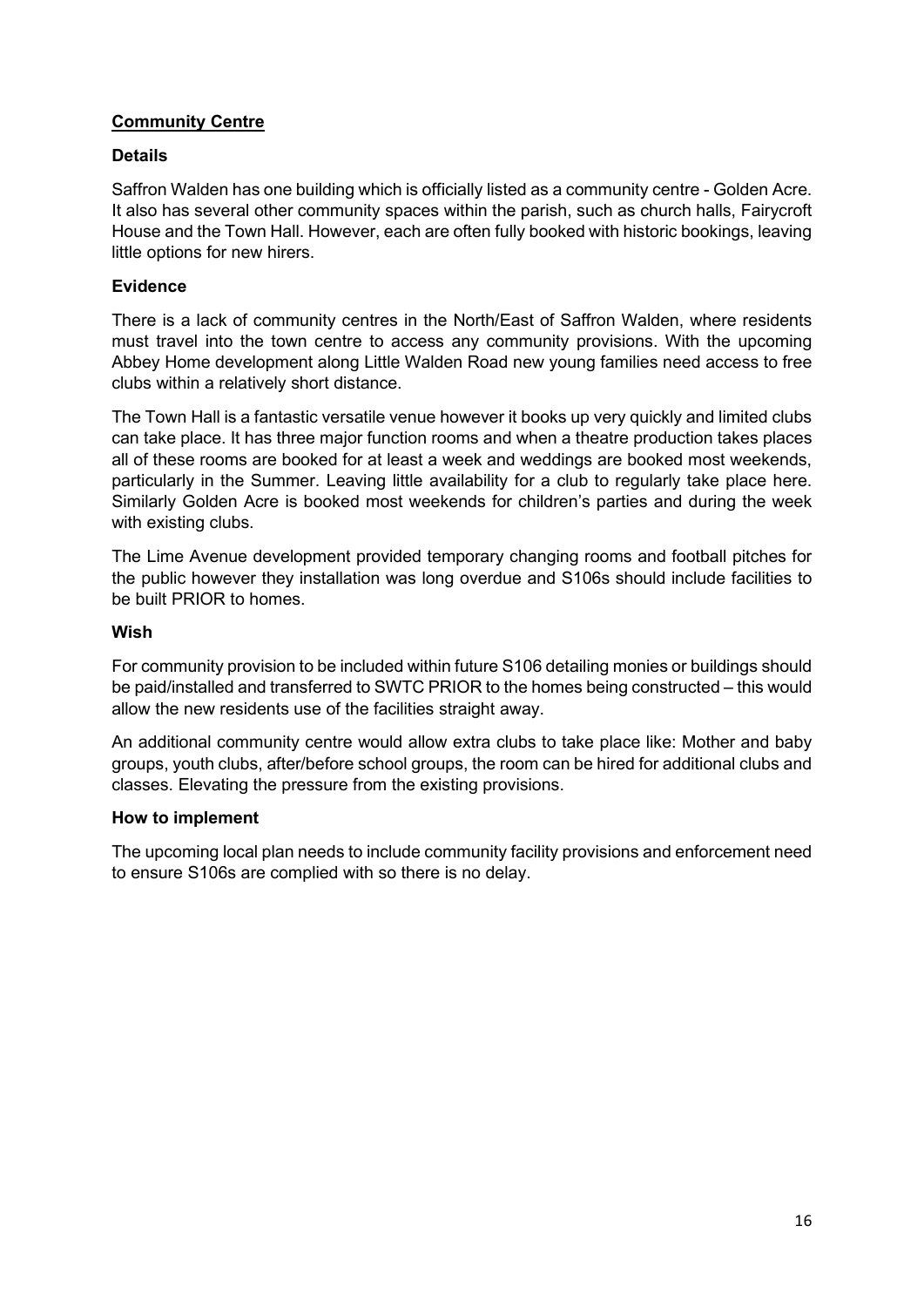## Community Centre

### Details

Saffron Walden has one building which is officially listed as a community centre - Golden Acre. It also has several other community spaces within the parish, such as church halls, Fairycroft House and the Town Hall. However, each are often fully booked with historic bookings, leaving little options for new hirers.

### Evidence

There is a lack of community centres in the North/East of Saffron Walden, where residents must travel into the town centre to access any community provisions. With the upcoming Abbey Home development along Little Walden Road new young families need access to free clubs within a relatively short distance.

The Town Hall is a fantastic versatile venue however it books up very quickly and limited clubs can take place. It has three major function rooms and when a theatre production takes places all of these rooms are booked for at least a week and weddings are booked most weekends, particularly in the Summer. Leaving little availability for a club to regularly take place here. Similarly Golden Acre is booked most weekends for children's parties and during the week with existing clubs.

The Lime Avenue development provided temporary changing rooms and football pitches for the public however they installation was long overdue and S106s should include facilities to be built PRIOR to homes.

### Wish

For community provision to be included within future S106 detailing monies or buildings should be paid/installed and transferred to SWTC PRIOR to the homes being constructed – this would allow the new residents use of the facilities straight away.

An additional community centre would allow extra clubs to take place like: Mother and baby groups, youth clubs, after/before school groups, the room can be hired for additional clubs and classes. Elevating the pressure from the existing provisions.

### How to implement

The upcoming local plan needs to include community facility provisions and enforcement need to ensure S106s are complied with so there is no delay.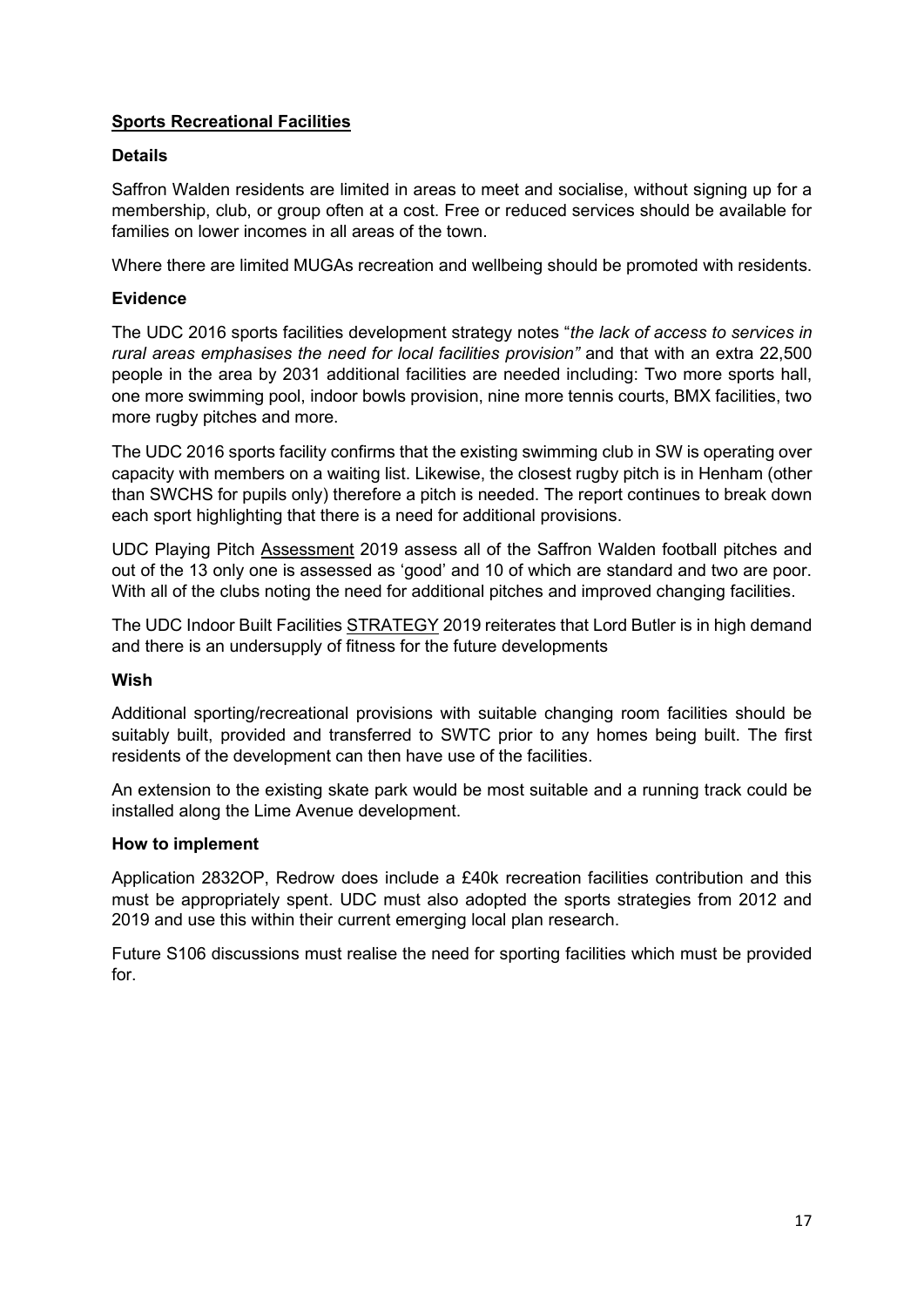## Sports Recreational Facilities

### Details

Saffron Walden residents are limited in areas to meet and socialise, without signing up for a membership, club, or group often at a cost. Free or reduced services should be available for families on lower incomes in all areas of the town.

Where there are limited MUGAs recreation and wellbeing should be promoted with residents.

### Evidence

The UDC 2016 sports facilities development strategy notes "*the lack of access to services in rural areas emphasises the need for local facilities provision"* and that with an extra 22,500 people in the area by 2031 additional facilities are needed including: Two more sports hall, one more swimming pool, indoor bowls provision, nine more tennis courts, BMX facilities, two more rugby pitches and more.

The UDC 2016 sports facility confirms that the existing swimming club in SW is operating over capacity with members on a waiting list. Likewise, the closest rugby pitch is in Henham (other than SWCHS for pupils only) therefore a pitch is needed. The report continues to break down each sport highlighting that there is a need for additional provisions.

UDC Playing Pitch Assessment 2019 assess all of the Saffron Walden football pitches and out of the 13 only one is assessed as 'good' and 10 of which are standard and two are poor. With all of the clubs noting the need for additional pitches and improved changing facilities.

The UDC Indoor Built Facilities STRATEGY 2019 reiterates that Lord Butler is in high demand and there is an undersupply of fitness for the future developments

### Wish

Additional sporting/recreational provisions with suitable changing room facilities should be suitably built, provided and transferred to SWTC prior to any homes being built. The first residents of the development can then have use of the facilities.

An extension to the existing skate park would be most suitable and a running track could be installed along the Lime Avenue development.

### How to implement

Application 2832OP, Redrow does include a £40k recreation facilities contribution and this must be appropriately spent. UDC must also adopted the sports strategies from 2012 and 2019 and use this within their current emerging local plan research.

Future S106 discussions must realise the need for sporting facilities which must be provided for.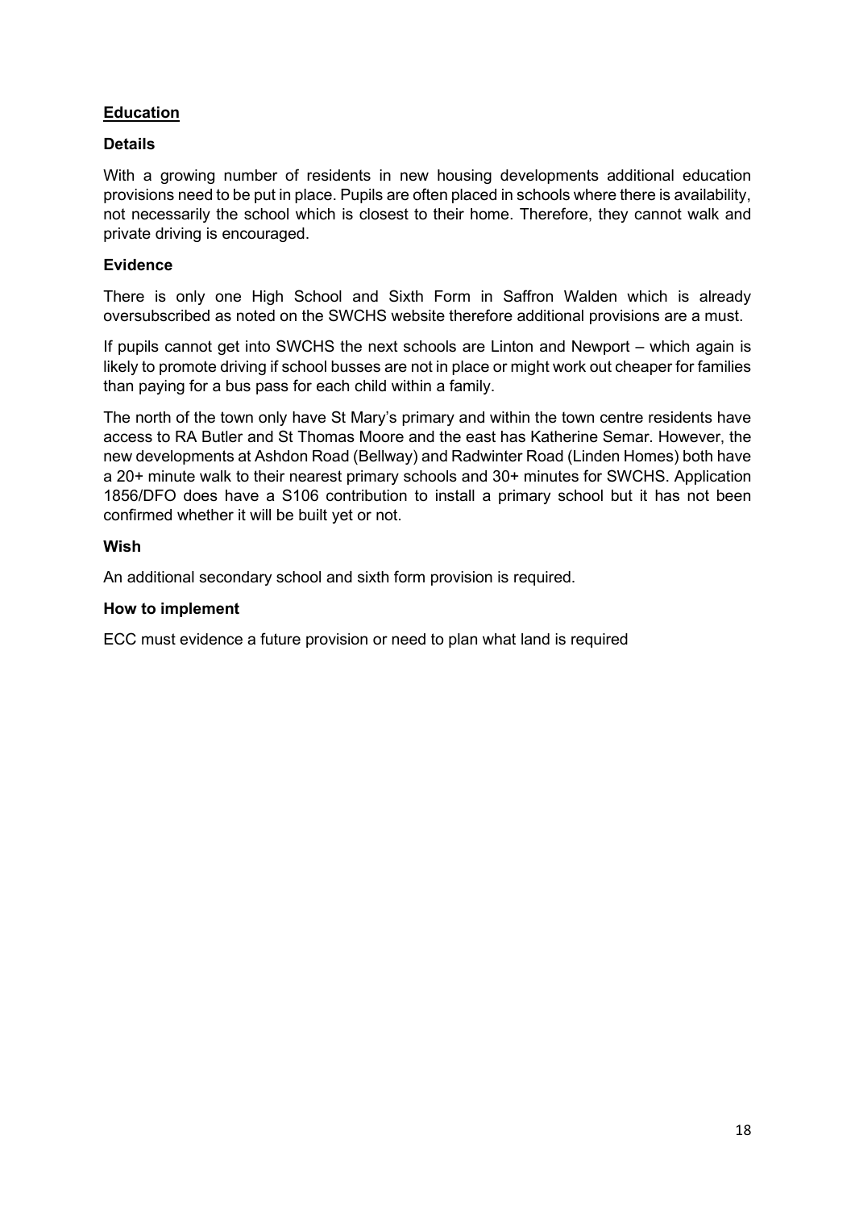## <u>Education</u>

### Details

With a growing number of residents in new housing developments additional education provisions need to be put in place. Pupils are often placed in schools where there is availability, not necessarily the school which is closest to their home. Therefore, they cannot walk and private driving is encouraged.

### Evidence

There is only one High School and Sixth Form in Saffron Walden which is already oversubscribed as noted on the SWCHS website therefore additional provisions are a must.

If pupils cannot get into SWCHS the next schools are Linton and Newport – which again is likely to promote driving if school busses are not in place or might work out cheaper for families than paying for a bus pass for each child within a family.

The north of the town only have St Mary's primary and within the town centre residents have access to RA Butler and St Thomas Moore and the east has Katherine Semar. However, the new developments at Ashdon Road (Bellway) and Radwinter Road (Linden Homes) both have a 20+ minute walk to their nearest primary schools and 30+ minutes for SWCHS. Application 1856/DFO does have a S106 contribution to install a primary school but it has not been confirmed whether it will be built yet or not.

### Wish

An additional secondary school and sixth form provision is required.

### How to implement

ECC must evidence a future provision or need to plan what land is required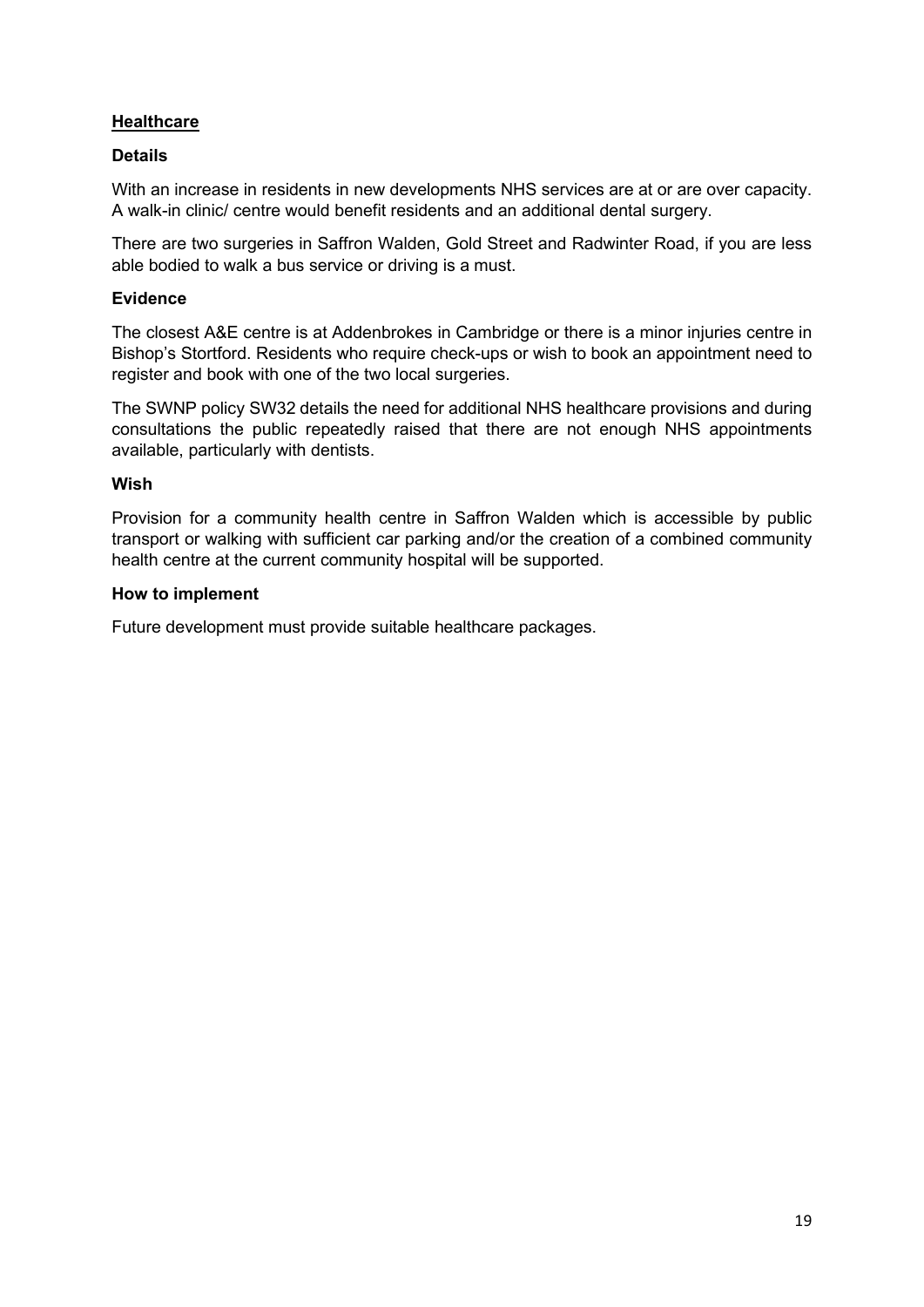## Healthcare

### Details

With an increase in residents in new developments NHS services are at or are over capacity. A walk-in clinic/ centre would benefit residents and an additional dental surgery.

There are two surgeries in Saffron Walden, Gold Street and Radwinter Road, if you are less able bodied to walk a bus service or driving is a must.

### Evidence

The closest A&E centre is at Addenbrokes in Cambridge or there is a minor injuries centre in Bishop's Stortford. Residents who require check-ups or wish to book an appointment need to register and book with one of the two local surgeries.

The SWNP policy SW32 details the need for additional NHS healthcare provisions and during consultations the public repeatedly raised that there are not enough NHS appointments available, particularly with dentists.

### Wish

Provision for a community health centre in Saffron Walden which is accessible by public transport or walking with sufficient car parking and/or the creation of a combined community health centre at the current community hospital will be supported.

### How to implement

Future development must provide suitable healthcare packages.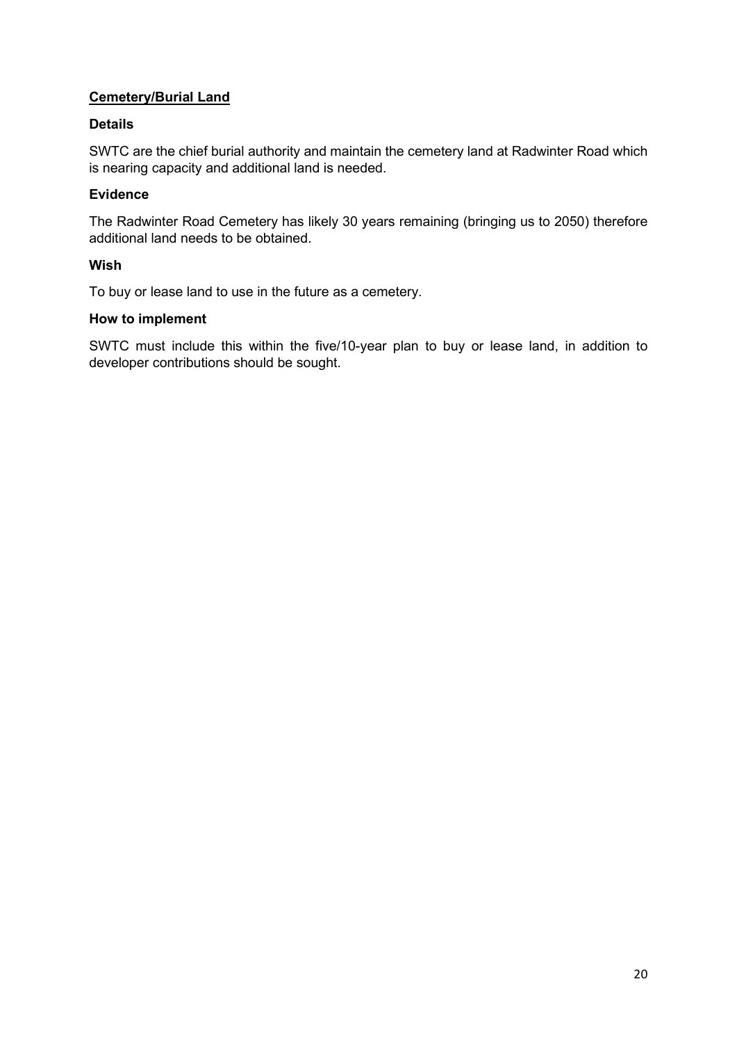## Cemetery/Burial Land

### Details

SWTC are the chief burial authority and maintain the cemetery land at Radwinter Road which is nearing capacity and additional land is needed.

### Evidence

The Radwinter Road Cemetery has likely 30 years remaining (bringing us to 2050) therefore additional land needs to be obtained.

### Wish

To buy or lease land to use in the future as a cemetery.

### How to implement

SWTC must include this within the five/10-year plan to buy or lease land, in addition to developer contributions should be sought.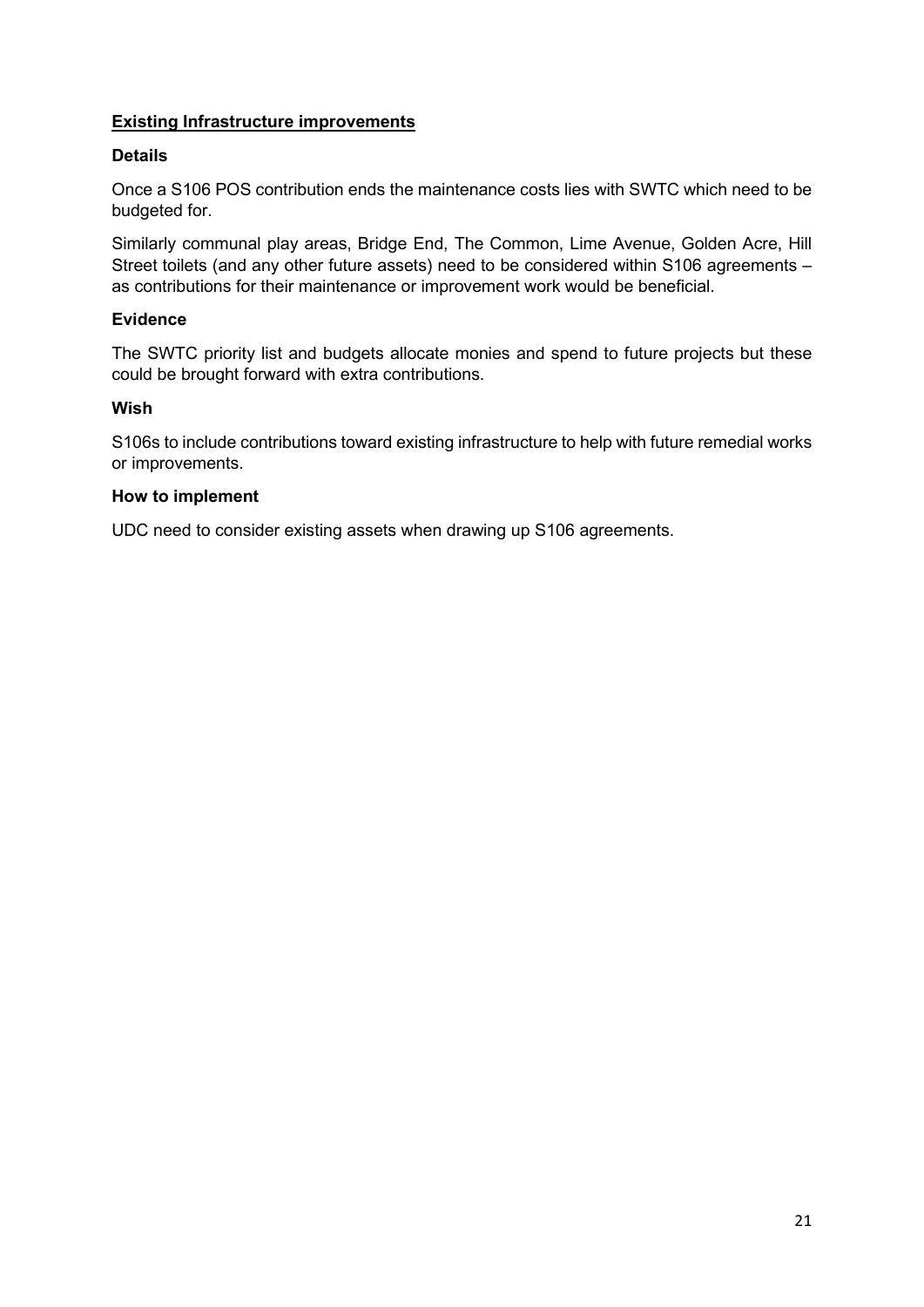## Existing Infrastructure improvements

### Details

Once a S106 POS contribution ends the maintenance costs lies with SWTC which need to be budgeted for.

Similarly communal play areas, Bridge End, The Common, Lime Avenue, Golden Acre, Hill Street toilets (and any other future assets) need to be considered within S106 agreements – as contributions for their maintenance or improvement work would be beneficial.

### Evidence

The SWTC priority list and budgets allocate monies and spend to future projects but these could be brought forward with extra contributions.

### Wish

S106s to include contributions toward existing infrastructure to help with future remedial works or improvements.

### How to implement

UDC need to consider existing assets when drawing up S106 agreements.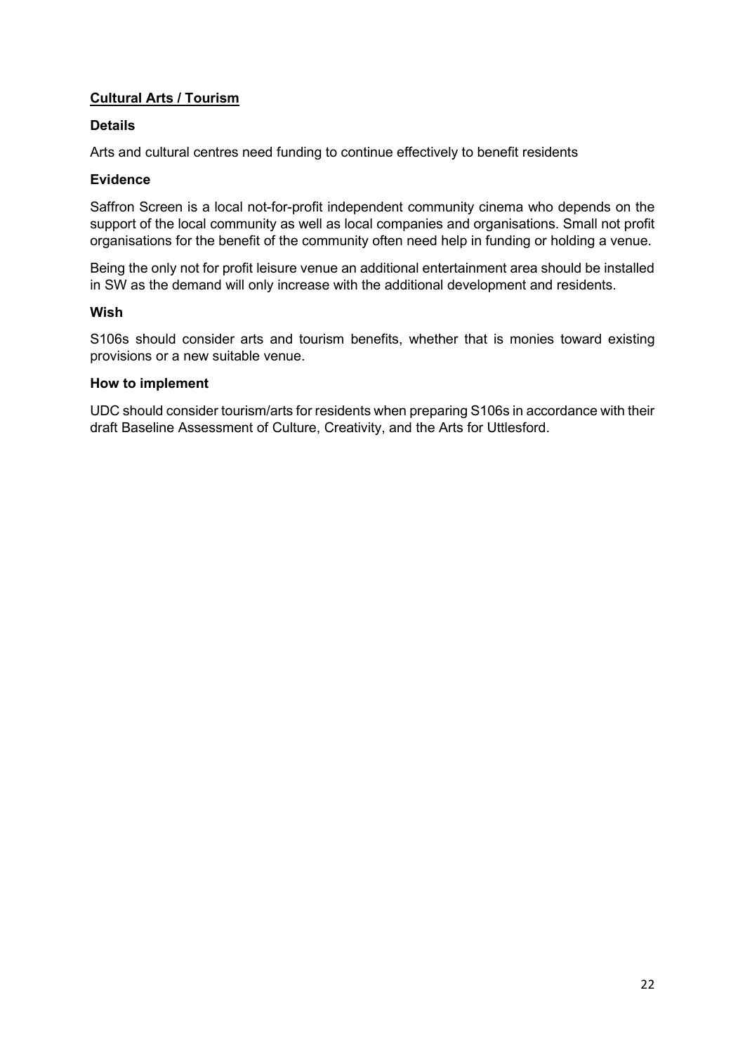## Cultural Arts / Tourism

### Details

Arts and cultural centres need funding to continue effectively to benefit residents

### Evidence

Saffron Screen is a local not-for-profit independent community cinema who depends on the support of the local community as well as local companies and organisations. Small not profit organisations for the benefit of the community often need help in funding or holding a venue.

Being the only not for profit leisure venue an additional entertainment area should be installed in SW as the demand will only increase with the additional development and residents.

### Wish

S106s should consider arts and tourism benefits, whether that is monies toward existing provisions or a new suitable venue.

### How to implement

UDC should consider tourism/arts for residents when preparing S106s in accordance with their draft Baseline Assessment of Culture, Creativity, and the Arts for Uttlesford.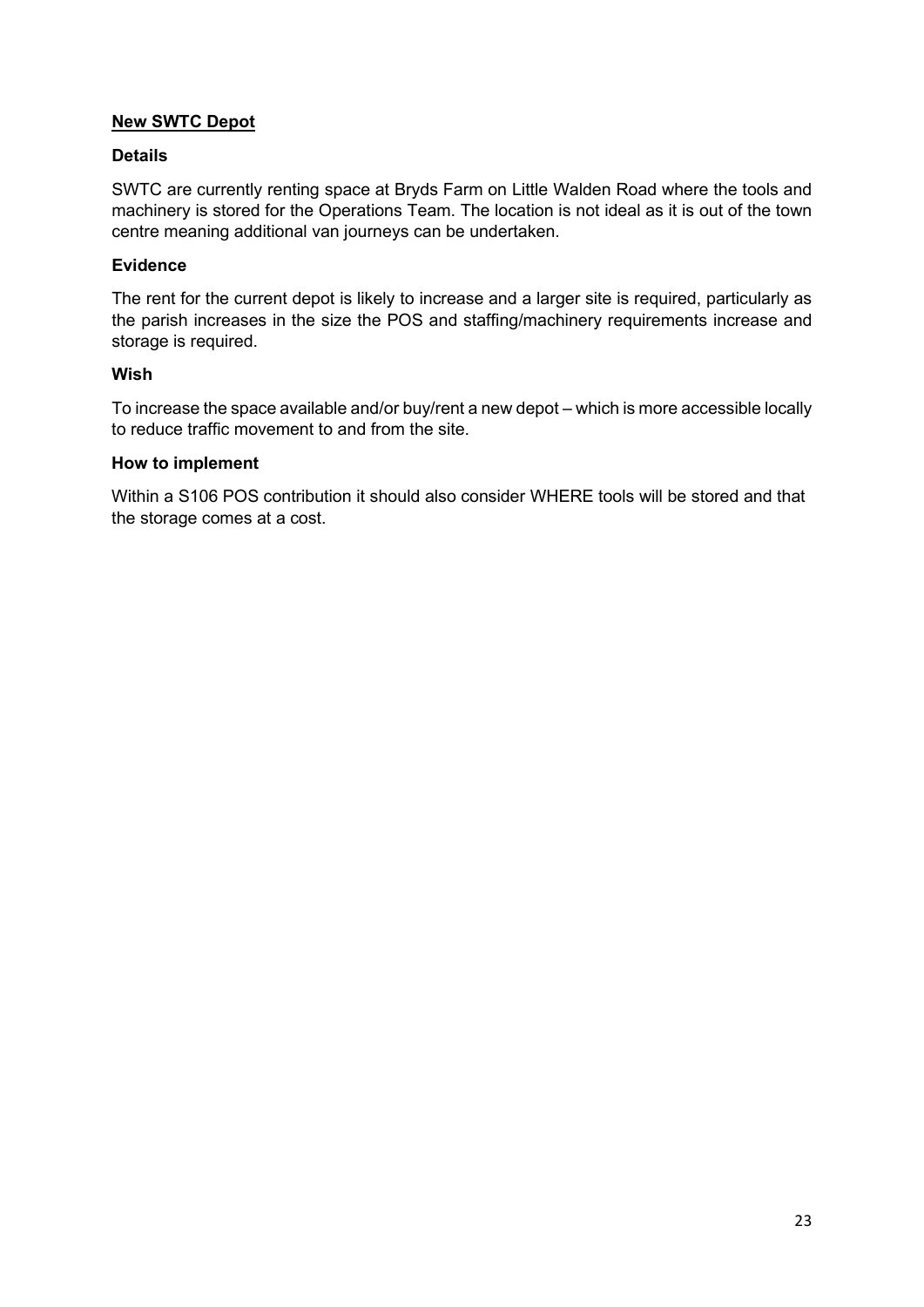## New SWTC Depot

### Details

SWTC are currently renting space at Bryds Farm on Little Walden Road where the tools and machinery is stored for the Operations Team. The location is not ideal as it is out of the town centre meaning additional van journeys can be undertaken.

### Evidence

The rent for the current depot is likely to increase and a larger site is required, particularly as the parish increases in the size the POS and staffing/machinery requirements increase and storage is required.

### Wish

To increase the space available and/or buy/rent a new depot – which is more accessible locally to reduce traffic movement to and from the site.

### How to implement

Within a S106 POS contribution it should also consider WHERE tools will be stored and that the storage comes at a cost.